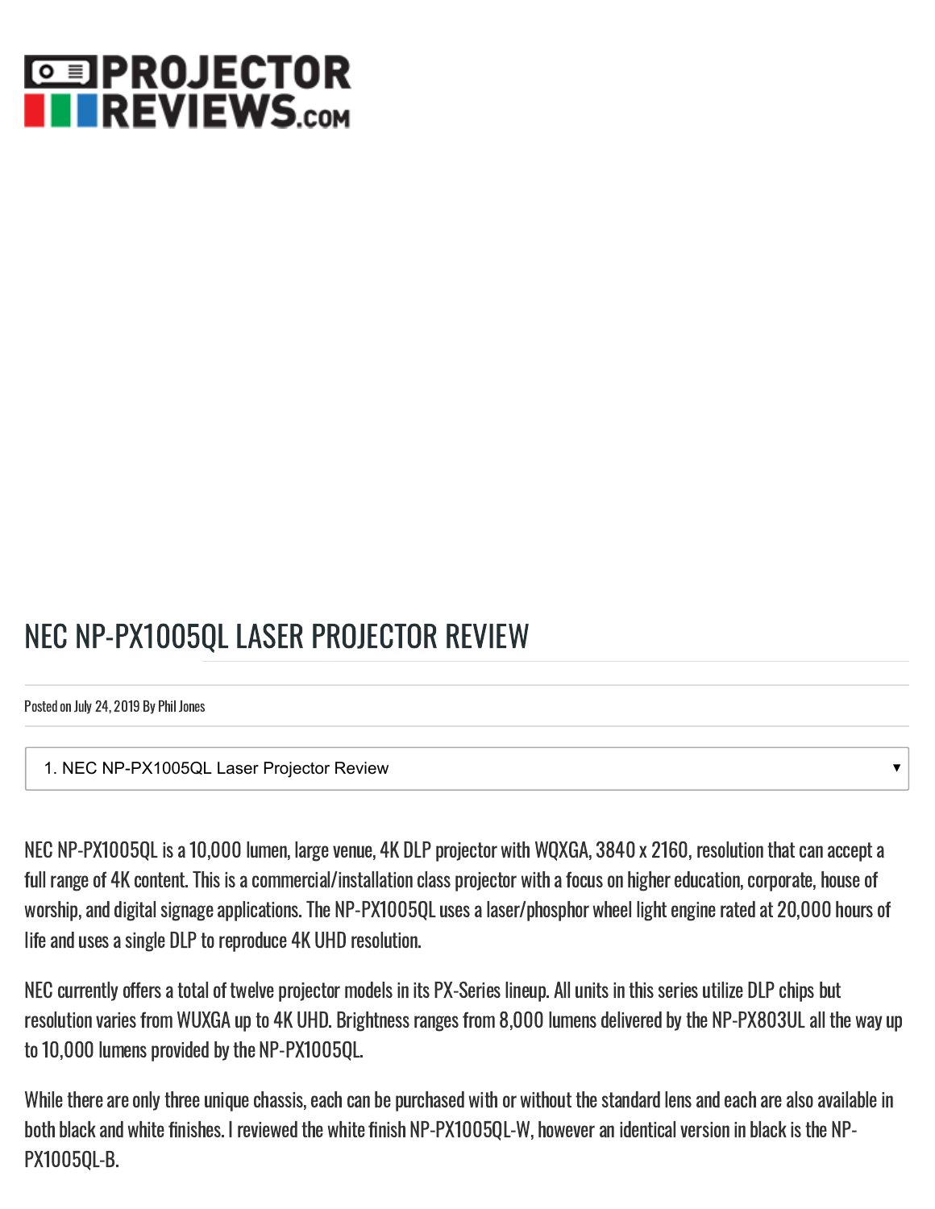# NEC NP-PX1005QL LASER PROJECTOR REVIEW

Posted on July 24, 2019 By Phil Jones

1. NEC NP-PX1005QL Laser Projector Review

NEC NP-PX1005QL is a 10,000 lumen, large venue, 4K DLP projector with WQXGA, 3840 x 2160, resolution that can accept a full range of 4K content. This is a commercial/installation class projector with a focus on higher education, corporate, house of worship, and digital signage applications. The NP-PX1005QL uses a laser/phosphor wheel light engine rated at 20,000 hours of life and uses a single DLP to reproduce 4K UHD resolution.

NEC currently offers a total of twelve projector models in its PX-Series lineup. All units in this series utilize DLP chips but resolution varies from WUXGA up to 4K UHD. Brightness ranges from 8,000 lumens delivered by the NP-PX803UL all the way up to 10,000 lumens provided by the NP-PX1005QL.

While there are only three unique chassis, each can be purchased with or without the standard lens and each are also available in both black and white finishes. I reviewed the white finish NP-PX1005QL-W, however an identical version in black is the NP-PX1005QL-B.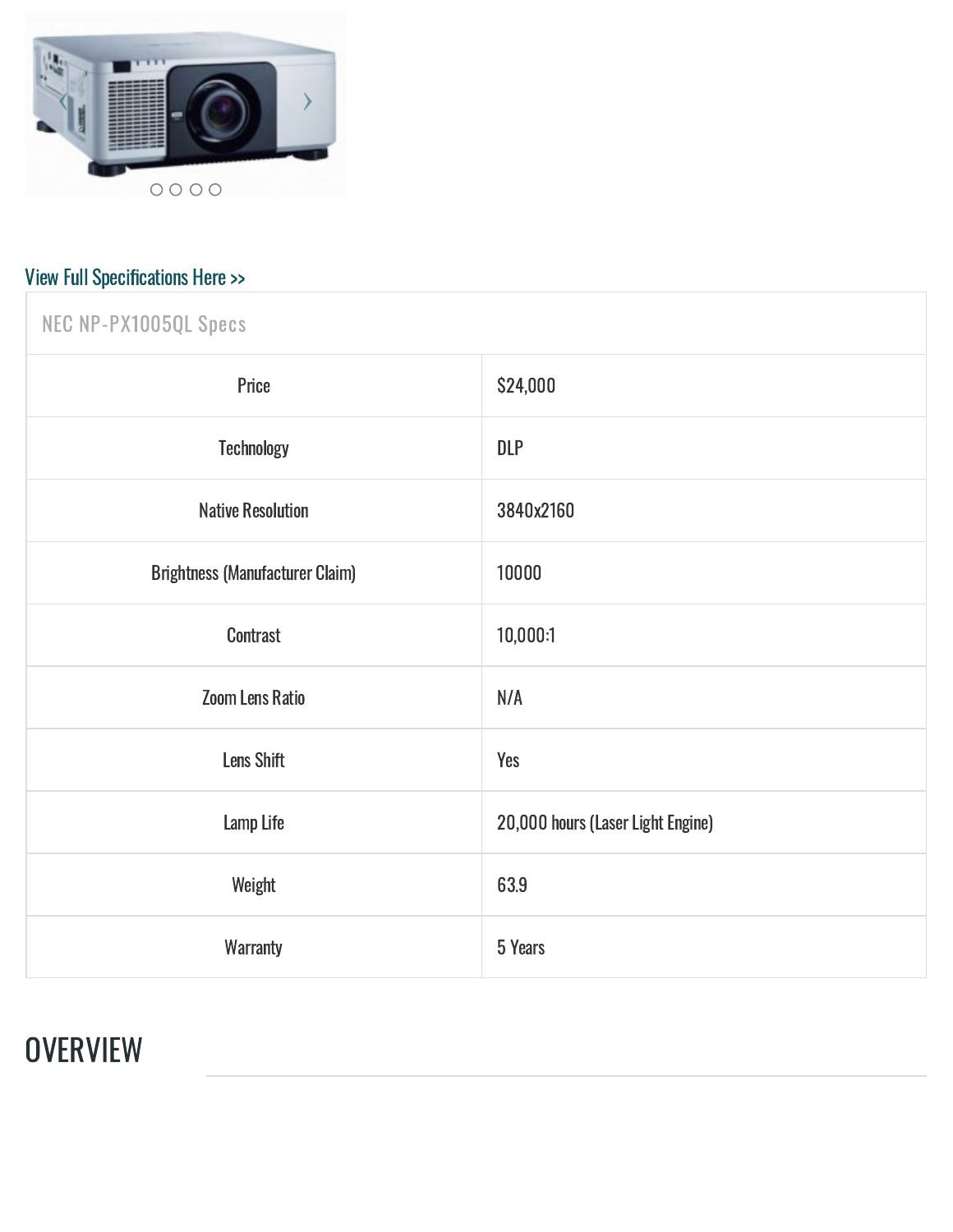View Full Specifications Here >>

| NEC NP-PX1005QL Specs | |
|---|---|
| Price | $24,000 |
| Technology | DLP |
| Native Resolution | 3840x2160 |
| Brightness (Manufacturer Claim) | 10000 |
| Contrast | 10,000:1 |
| Zoom Lens Ratio | N/A |
| Lens Shift | Yes |
| Lamp Life | 20,000 hours (Laser Light Engine) |
| Weight | 63.9 |
| Warranty | 5 Years |

## OVERVIEW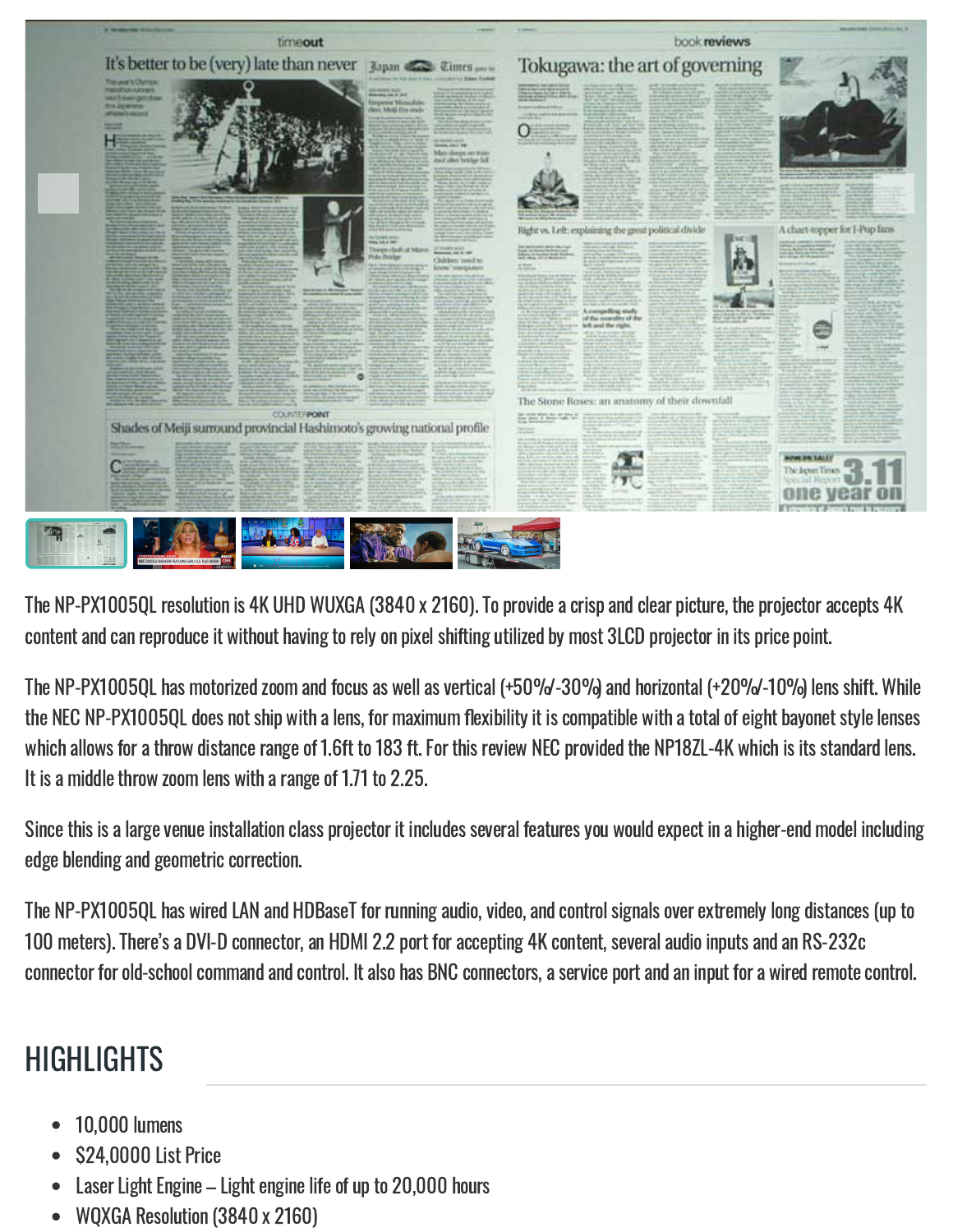The NP-PX1005QL resolution is 4K UHD WUXGA (3840 x 2160). To provide a crisp and clear picture, the projector accepts 4K content and can reproduce it without having to rely on pixel shifting utilized by most 3LCD projector in its price point.

The NP-PX1005QL has motorized zoom and focus as well as vertical (+50%/-30%) and horizontal (+20%/-10%) lens shift. While the NEC NP-PX1005QL does not ship with a lens, for maximum flexibility it is compatible with a total of eight bayonet style lenses which allows for a throw distance range of 1.6ft to 183 ft. For this review NEC provided the NP18ZL-4K which is its standard lens. It is a middle throw zoom lens with a range of 1.71 to 2.25.

Since this is a large venue installation class projector it includes several features you would expect in a higher-end model including edge blending and geometric correction.

The NP-PX1005QL has wired LAN and HDBaseT for running audio, video, and control signals over extremely long distances (up to 100 meters). There's a DVI-D connector, an HDMI 2.2 port for accepting 4K content, several audio inputs and an RS-232c connector for old-school command and control. It also has BNC connectors, a service port and an input for a wired remote control.

## HIGHLIGHTS

- 10,000 lumens
- $24,0000 List Price
- Laser Light Engine – Light engine life of up to 20,000 hours
- WQXGA Resolution (3840 x 2160)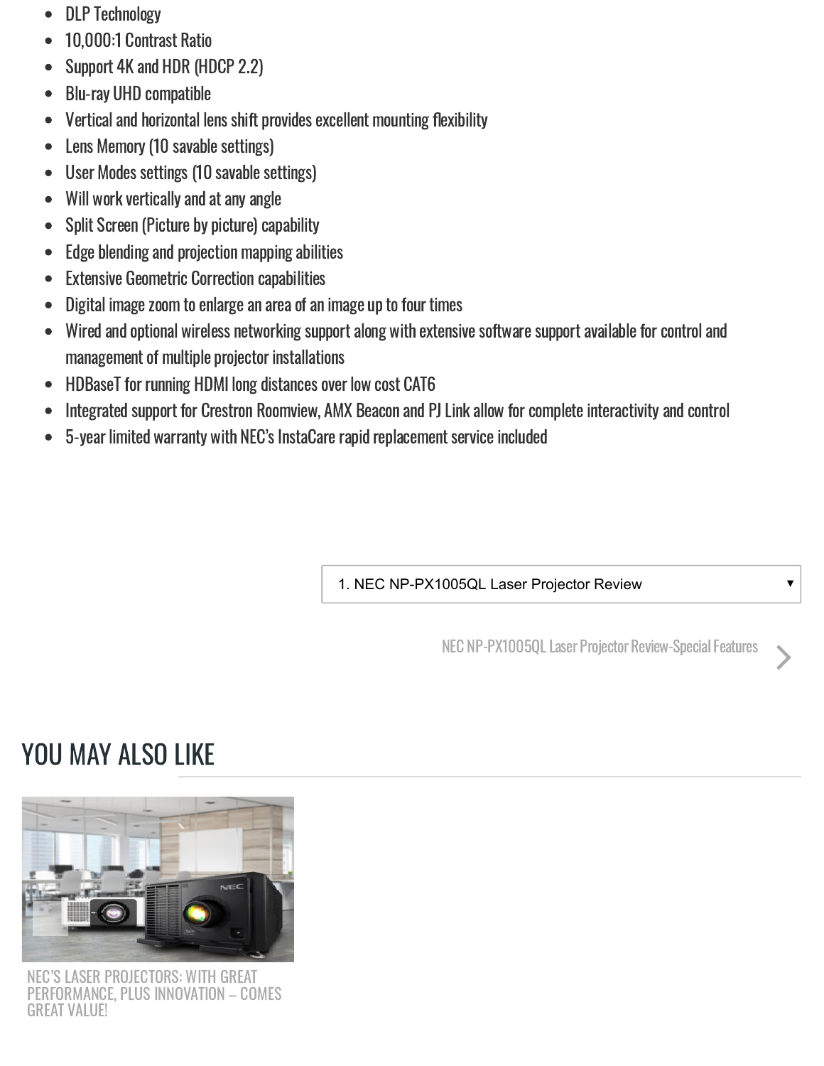- DLP Technology
- 10,000:1 Contrast Ratio
- Support 4K and HDR (HDCP 2.2)
- Blu-ray UHD compatible
- Vertical and horizontal lens shift provides excellent mounting flexibility
- Lens Memory (10 savable settings)
- User Modes settings (10 savable settings)
- Will work vertically and at any angle
- Split Screen (Picture by picture) capability
- Edge blending and projection mapping abilities
- Extensive Geometric Correction capabilities
- Digital image zoom to enlarge an area of an image up to four times
- Wired and optional wireless networking support along with extensive software support available for control and management of multiple projector installations
- HDBaseT for running HDMI long distances over low cost CAT6
- Integrated support for Crestron Roomview, AMX Beacon and PJ Link allow for complete interactivity and control
- 5-year limited warranty with NEC's InstaCare rapid replacement service included

1. NEC NP-PX1005QL Laser Projector Review

NEC NP-PX1005QL Laser Projector Review-Special Features >

## YOU MAY ALSO LIKE

NEC'S LASER PROJECTORS: WITH GREAT PERFORMANCE, PLUS INNOVATION – COMES GREAT VALUE!